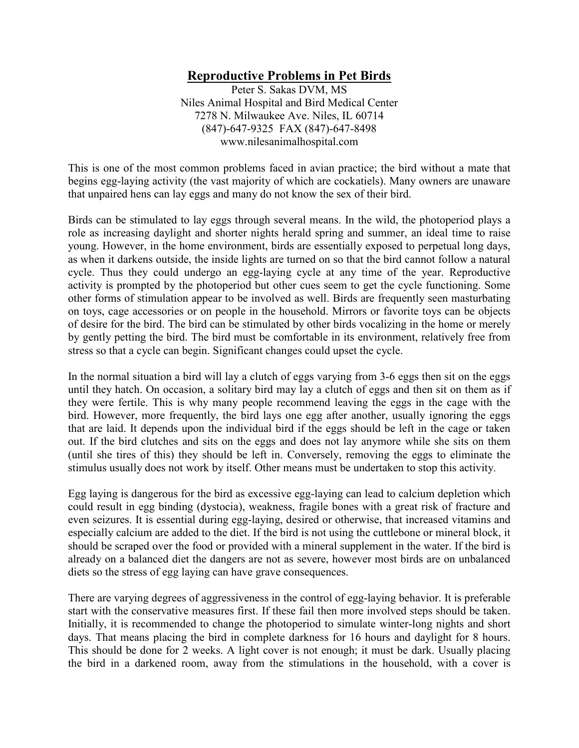# Reproductive Problems in Pet Birds

Peter S. Sakas DVM, MS
Niles Animal Hospital and Bird Medical Center
7278 N. Milwaukee Ave. Niles, IL 60714
(847)-647-9325 FAX (847)-647-8498
www.nilesanimalhospital.com

This is one of the most common problems faced in avian practice; the bird without a mate that begins egg-laying activity (the vast majority of which are cockatiels). Many owners are unaware that unpaired hens can lay eggs and many do not know the sex of their bird.

Birds can be stimulated to lay eggs through several means. In the wild, the photoperiod plays a role as increasing daylight and shorter nights herald spring and summer, an ideal time to raise young. However, in the home environment, birds are essentially exposed to perpetual long days, as when it darkens outside, the inside lights are turned on so that the bird cannot follow a natural cycle. Thus they could undergo an egg-laying cycle at any time of the year. Reproductive activity is prompted by the photoperiod but other cues seem to get the cycle functioning. Some other forms of stimulation appear to be involved as well. Birds are frequently seen masturbating on toys, cage accessories or on people in the household. Mirrors or favorite toys can be objects of desire for the bird. The bird can be stimulated by other birds vocalizing in the home or merely by gently petting the bird. The bird must be comfortable in its environment, relatively free from stress so that a cycle can begin. Significant changes could upset the cycle.

In the normal situation a bird will lay a clutch of eggs varying from 3-6 eggs then sit on the eggs until they hatch. On occasion, a solitary bird may lay a clutch of eggs and then sit on them as if they were fertile. This is why many people recommend leaving the eggs in the cage with the bird. However, more frequently, the bird lays one egg after another, usually ignoring the eggs that are laid. It depends upon the individual bird if the eggs should be left in the cage or taken out. If the bird clutches and sits on the eggs and does not lay anymore while she sits on them (until she tires of this) they should be left in. Conversely, removing the eggs to eliminate the stimulus usually does not work by itself. Other means must be undertaken to stop this activity.

Egg laying is dangerous for the bird as excessive egg-laying can lead to calcium depletion which could result in egg binding (dystocia), weakness, fragile bones with a great risk of fracture and even seizures. It is essential during egg-laying, desired or otherwise, that increased vitamins and especially calcium are added to the diet. If the bird is not using the cuttlebone or mineral block, it should be scraped over the food or provided with a mineral supplement in the water. If the bird is already on a balanced diet the dangers are not as severe, however most birds are on unbalanced diets so the stress of egg laying can have grave consequences.

There are varying degrees of aggressiveness in the control of egg-laying behavior. It is preferable start with the conservative measures first. If these fail then more involved steps should be taken. Initially, it is recommended to change the photoperiod to simulate winter-long nights and short days. That means placing the bird in complete darkness for 16 hours and daylight for 8 hours. This should be done for 2 weeks. A light cover is not enough; it must be dark. Usually placing the bird in a darkened room, away from the stimulations in the household, with a cover is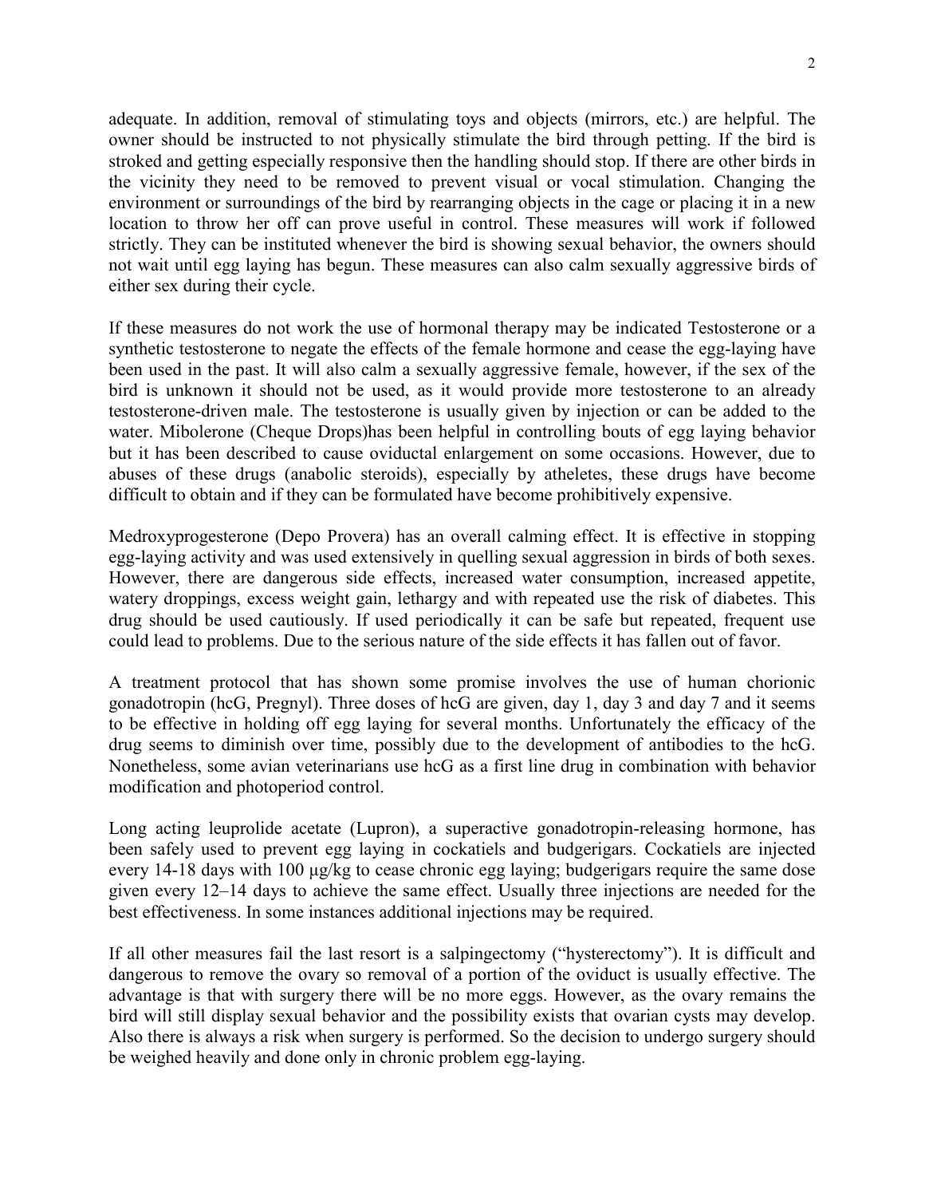adequate. In addition, removal of stimulating toys and objects (mirrors, etc.) are helpful. The owner should be instructed to not physically stimulate the bird through petting. If the bird is stroked and getting especially responsive then the handling should stop. If there are other birds in the vicinity they need to be removed to prevent visual or vocal stimulation. Changing the environment or surroundings of the bird by rearranging objects in the cage or placing it in a new location to throw her off can prove useful in control. These measures will work if followed strictly. They can be instituted whenever the bird is showing sexual behavior, the owners should not wait until egg laying has begun. These measures can also calm sexually aggressive birds of either sex during their cycle.

If these measures do not work the use of hormonal therapy may be indicated Testosterone or a synthetic testosterone to negate the effects of the female hormone and cease the egg-laying have been used in the past. It will also calm a sexually aggressive female, however, if the sex of the bird is unknown it should not be used, as it would provide more testosterone to an already testosterone-driven male. The testosterone is usually given by injection or can be added to the water. Mibolerone (Cheque Drops)has been helpful in controlling bouts of egg laying behavior but it has been described to cause oviductal enlargement on some occasions. However, due to abuses of these drugs (anabolic steroids), especially by atheletes, these drugs have become difficult to obtain and if they can be formulated have become prohibitively expensive.

Medroxyprogesterone (Depo Provera) has an overall calming effect. It is effective in stopping egg-laying activity and was used extensively in quelling sexual aggression in birds of both sexes. However, there are dangerous side effects, increased water consumption, increased appetite, watery droppings, excess weight gain, lethargy and with repeated use the risk of diabetes. This drug should be used cautiously. If used periodically it can be safe but repeated, frequent use could lead to problems. Due to the serious nature of the side effects it has fallen out of favor.

A treatment protocol that has shown some promise involves the use of human chorionic gonadotropin (hcG, Pregnyl). Three doses of hcG are given, day 1, day 3 and day 7 and it seems to be effective in holding off egg laying for several months. Unfortunately the efficacy of the drug seems to diminish over time, possibly due to the development of antibodies to the hcG. Nonetheless, some avian veterinarians use hcG as a first line drug in combination with behavior modification and photoperiod control.

Long acting leuprolide acetate (Lupron), a superactive gonadotropin-releasing hormone, has been safely used to prevent egg laying in cockatiels and budgerigars. Cockatiels are injected every 14-18 days with 100 µg/kg to cease chronic egg laying; budgerigars require the same dose given every 12–14 days to achieve the same effect. Usually three injections are needed for the best effectiveness. In some instances additional injections may be required.

If all other measures fail the last resort is a salpingectomy ("hysterectomy"). It is difficult and dangerous to remove the ovary so removal of a portion of the oviduct is usually effective. The advantage is that with surgery there will be no more eggs. However, as the ovary remains the bird will still display sexual behavior and the possibility exists that ovarian cysts may develop. Also there is always a risk when surgery is performed. So the decision to undergo surgery should be weighed heavily and done only in chronic problem egg-laying.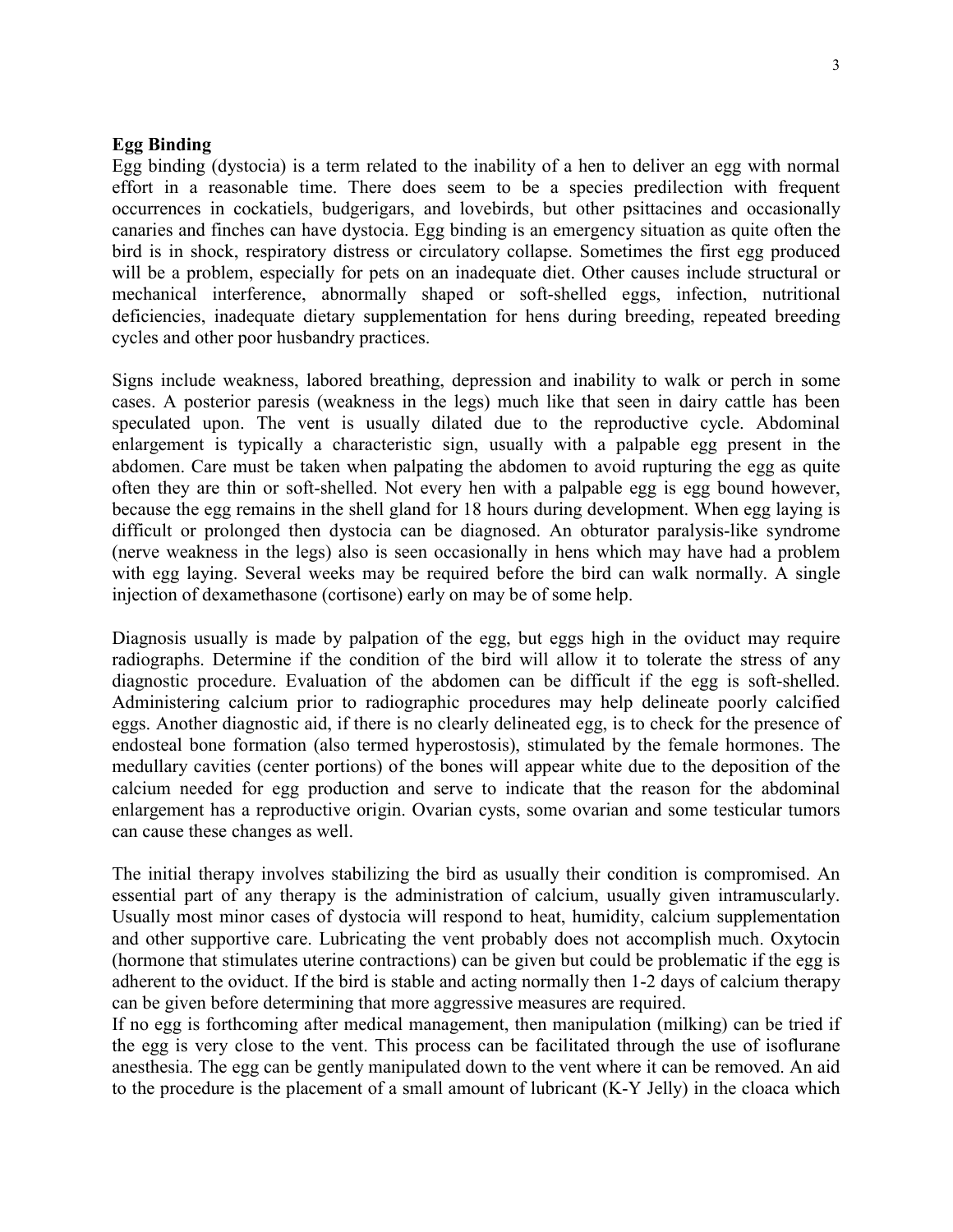**Egg Binding**

Egg binding (dystocia) is a term related to the inability of a hen to deliver an egg with normal effort in a reasonable time. There does seem to be a species predilection with frequent occurrences in cockatiels, budgerigars, and lovebirds, but other psittacines and occasionally canaries and finches can have dystocia. Egg binding is an emergency situation as quite often the bird is in shock, respiratory distress or circulatory collapse. Sometimes the first egg produced will be a problem, especially for pets on an inadequate diet. Other causes include structural or mechanical interference, abnormally shaped or soft-shelled eggs, infection, nutritional deficiencies, inadequate dietary supplementation for hens during breeding, repeated breeding cycles and other poor husbandry practices.

Signs include weakness, labored breathing, depression and inability to walk or perch in some cases. A posterior paresis (weakness in the legs) much like that seen in dairy cattle has been speculated upon. The vent is usually dilated due to the reproductive cycle. Abdominal enlargement is typically a characteristic sign, usually with a palpable egg present in the abdomen. Care must be taken when palpating the abdomen to avoid rupturing the egg as quite often they are thin or soft-shelled. Not every hen with a palpable egg is egg bound however, because the egg remains in the shell gland for 18 hours during development. When egg laying is difficult or prolonged then dystocia can be diagnosed. An obturator paralysis-like syndrome (nerve weakness in the legs) also is seen occasionally in hens which may have had a problem with egg laying. Several weeks may be required before the bird can walk normally. A single injection of dexamethasone (cortisone) early on may be of some help.

Diagnosis usually is made by palpation of the egg, but eggs high in the oviduct may require radiographs. Determine if the condition of the bird will allow it to tolerate the stress of any diagnostic procedure. Evaluation of the abdomen can be difficult if the egg is soft-shelled. Administering calcium prior to radiographic procedures may help delineate poorly calcified eggs. Another diagnostic aid, if there is no clearly delineated egg, is to check for the presence of endosteal bone formation (also termed hyperostosis), stimulated by the female hormones. The medullary cavities (center portions) of the bones will appear white due to the deposition of the calcium needed for egg production and serve to indicate that the reason for the abdominal enlargement has a reproductive origin. Ovarian cysts, some ovarian and some testicular tumors can cause these changes as well.

The initial therapy involves stabilizing the bird as usually their condition is compromised. An essential part of any therapy is the administration of calcium, usually given intramuscularly. Usually most minor cases of dystocia will respond to heat, humidity, calcium supplementation and other supportive care. Lubricating the vent probably does not accomplish much. Oxytocin (hormone that stimulates uterine contractions) can be given but could be problematic if the egg is adherent to the oviduct. If the bird is stable and acting normally then 1-2 days of calcium therapy can be given before determining that more aggressive measures are required.

If no egg is forthcoming after medical management, then manipulation (milking) can be tried if the egg is very close to the vent. This process can be facilitated through the use of isoflurane anesthesia. The egg can be gently manipulated down to the vent where it can be removed. An aid to the procedure is the placement of a small amount of lubricant (K-Y Jelly) in the cloaca which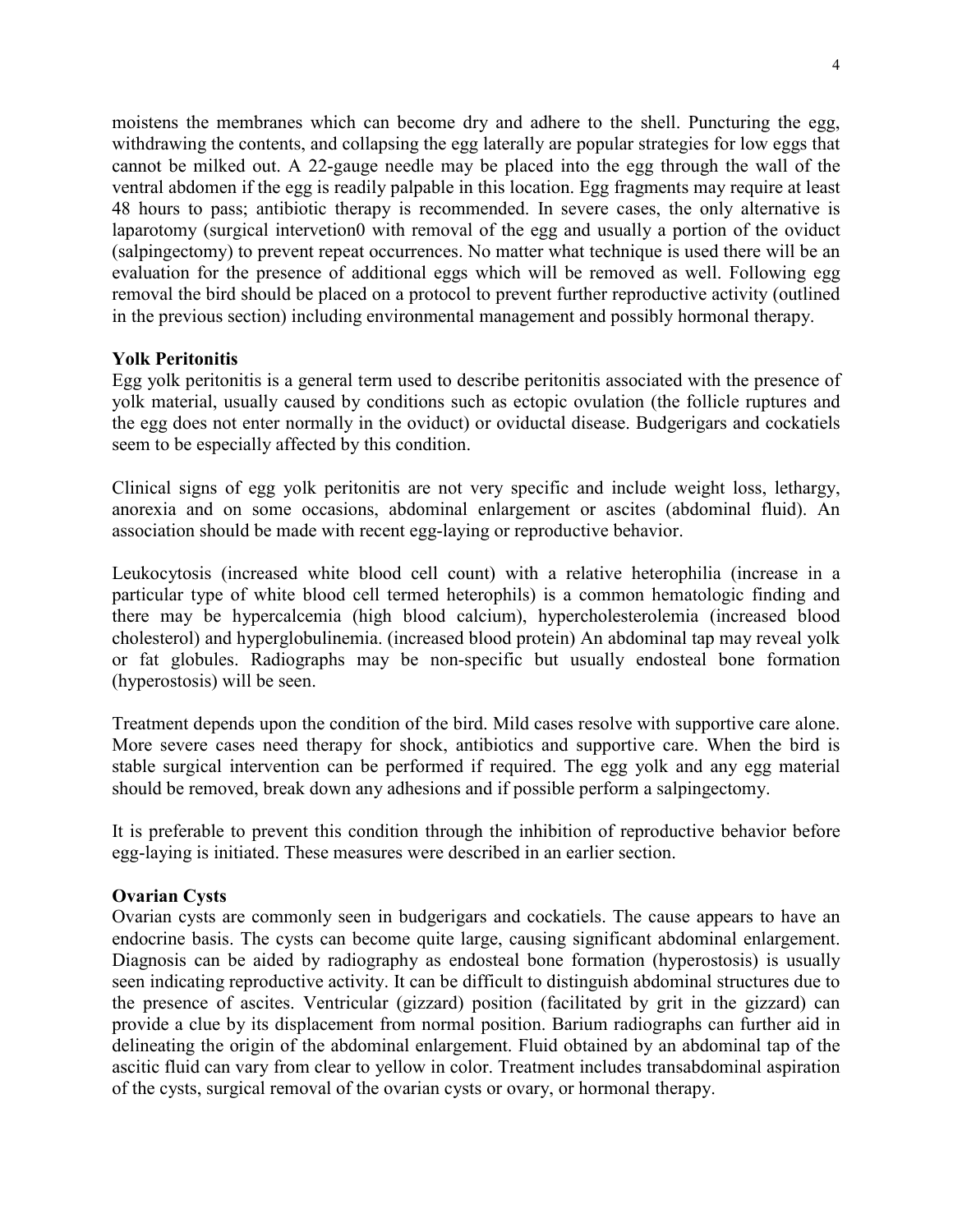moistens the membranes which can become dry and adhere to the shell. Puncturing the egg, withdrawing the contents, and collapsing the egg laterally are popular strategies for low eggs that cannot be milked out. A 22-gauge needle may be placed into the egg through the wall of the ventral abdomen if the egg is readily palpable in this location. Egg fragments may require at least 48 hours to pass; antibiotic therapy is recommended. In severe cases, the only alternative is laparotomy (surgical intervetion0 with removal of the egg and usually a portion of the oviduct (salpingectomy) to prevent repeat occurrences. No matter what technique is used there will be an evaluation for the presence of additional eggs which will be removed as well. Following egg removal the bird should be placed on a protocol to prevent further reproductive activity (outlined in the previous section) including environmental management and possibly hormonal therapy.

**Yolk Peritonitis**

Egg yolk peritonitis is a general term used to describe peritonitis associated with the presence of yolk material, usually caused by conditions such as ectopic ovulation (the follicle ruptures and the egg does not enter normally in the oviduct) or oviductal disease. Budgerigars and cockatiels seem to be especially affected by this condition.

Clinical signs of egg yolk peritonitis are not very specific and include weight loss, lethargy, anorexia and on some occasions, abdominal enlargement or ascites (abdominal fluid). An association should be made with recent egg-laying or reproductive behavior.

Leukocytosis (increased white blood cell count) with a relative heterophilia (increase in a particular type of white blood cell termed heterophils) is a common hematologic finding and there may be hypercalcemia (high blood calcium), hypercholesterolemia (increased blood cholesterol) and hyperglobulinemia. (increased blood protein) An abdominal tap may reveal yolk or fat globules. Radiographs may be non-specific but usually endosteal bone formation (hyperostosis) will be seen.

Treatment depends upon the condition of the bird. Mild cases resolve with supportive care alone. More severe cases need therapy for shock, antibiotics and supportive care. When the bird is stable surgical intervention can be performed if required. The egg yolk and any egg material should be removed, break down any adhesions and if possible perform a salpingectomy.

It is preferable to prevent this condition through the inhibition of reproductive behavior before egg-laying is initiated. These measures were described in an earlier section.

**Ovarian Cysts**

Ovarian cysts are commonly seen in budgerigars and cockatiels. The cause appears to have an endocrine basis. The cysts can become quite large, causing significant abdominal enlargement. Diagnosis can be aided by radiography as endosteal bone formation (hyperostosis) is usually seen indicating reproductive activity. It can be difficult to distinguish abdominal structures due to the presence of ascites. Ventricular (gizzard) position (facilitated by grit in the gizzard) can provide a clue by its displacement from normal position. Barium radiographs can further aid in delineating the origin of the abdominal enlargement. Fluid obtained by an abdominal tap of the ascitic fluid can vary from clear to yellow in color. Treatment includes transabdominal aspiration of the cysts, surgical removal of the ovarian cysts or ovary, or hormonal therapy.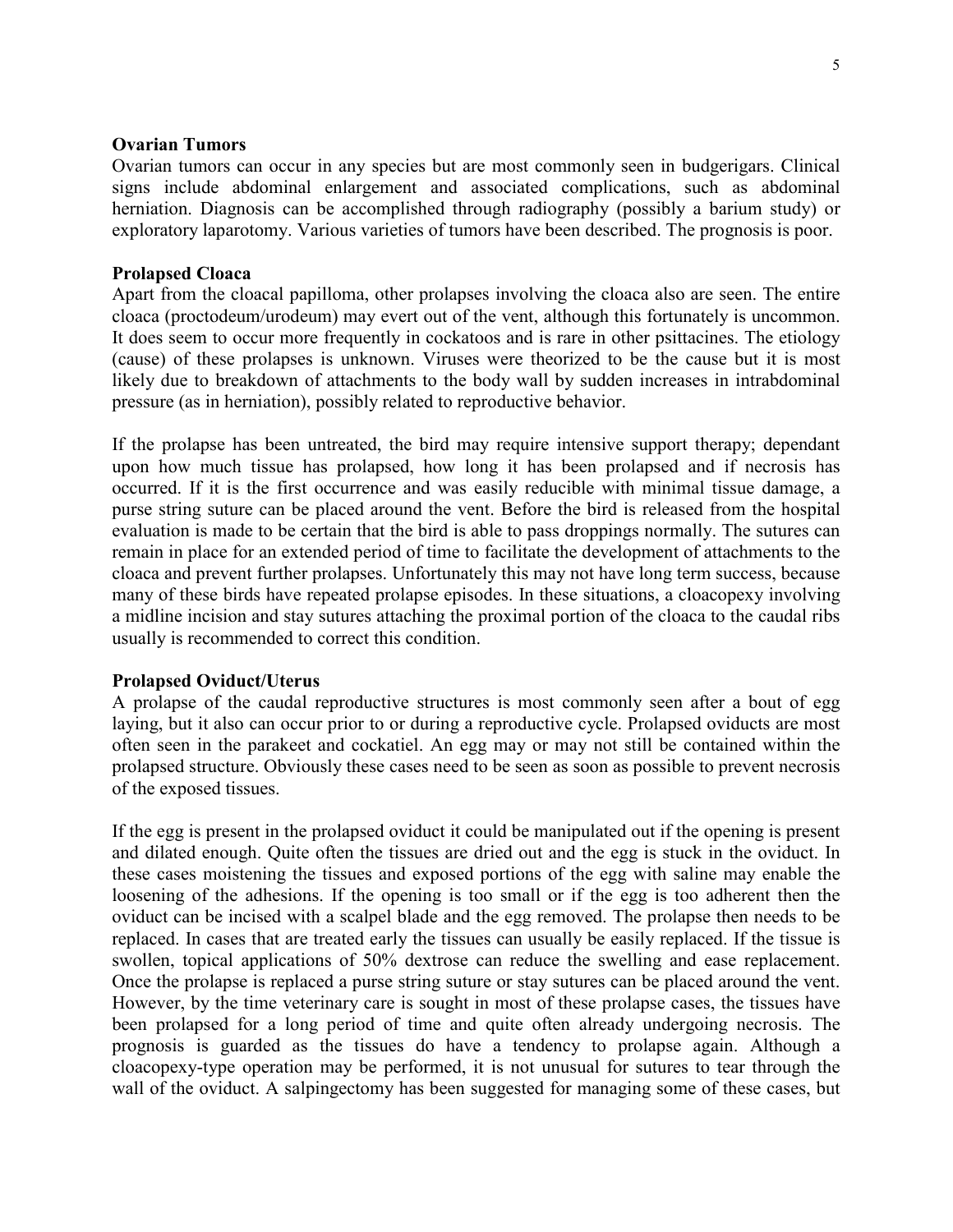**Ovarian Tumors**

Ovarian tumors can occur in any species but are most commonly seen in budgerigars. Clinical signs include abdominal enlargement and associated complications, such as abdominal herniation. Diagnosis can be accomplished through radiography (possibly a barium study) or exploratory laparotomy. Various varieties of tumors have been described. The prognosis is poor.

**Prolapsed Cloaca**

Apart from the cloacal papilloma, other prolapses involving the cloaca also are seen. The entire cloaca (proctodeum/urodeum) may evert out of the vent, although this fortunately is uncommon. It does seem to occur more frequently in cockatoos and is rare in other psittacines. The etiology (cause) of these prolapses is unknown. Viruses were theorized to be the cause but it is most likely due to breakdown of attachments to the body wall by sudden increases in intrabdominal pressure (as in herniation), possibly related to reproductive behavior.

If the prolapse has been untreated, the bird may require intensive support therapy; dependant upon how much tissue has prolapsed, how long it has been prolapsed and if necrosis has occurred. If it is the first occurrence and was easily reducible with minimal tissue damage, a purse string suture can be placed around the vent. Before the bird is released from the hospital evaluation is made to be certain that the bird is able to pass droppings normally. The sutures can remain in place for an extended period of time to facilitate the development of attachments to the cloaca and prevent further prolapses. Unfortunately this may not have long term success, because many of these birds have repeated prolapse episodes. In these situations, a cloacopexy involving a midline incision and stay sutures attaching the proximal portion of the cloaca to the caudal ribs usually is recommended to correct this condition.

**Prolapsed Oviduct/Uterus**

A prolapse of the caudal reproductive structures is most commonly seen after a bout of egg laying, but it also can occur prior to or during a reproductive cycle. Prolapsed oviducts are most often seen in the parakeet and cockatiel. An egg may or may not still be contained within the prolapsed structure. Obviously these cases need to be seen as soon as possible to prevent necrosis of the exposed tissues.

If the egg is present in the prolapsed oviduct it could be manipulated out if the opening is present and dilated enough. Quite often the tissues are dried out and the egg is stuck in the oviduct. In these cases moistening the tissues and exposed portions of the egg with saline may enable the loosening of the adhesions. If the opening is too small or if the egg is too adherent then the oviduct can be incised with a scalpel blade and the egg removed. The prolapse then needs to be replaced. In cases that are treated early the tissues can usually be easily replaced. If the tissue is swollen, topical applications of 50% dextrose can reduce the swelling and ease replacement. Once the prolapse is replaced a purse string suture or stay sutures can be placed around the vent. However, by the time veterinary care is sought in most of these prolapse cases, the tissues have been prolapsed for a long period of time and quite often already undergoing necrosis. The prognosis is guarded as the tissues do have a tendency to prolapse again. Although a cloacopexy-type operation may be performed, it is not unusual for sutures to tear through the wall of the oviduct. A salpingectomy has been suggested for managing some of these cases, but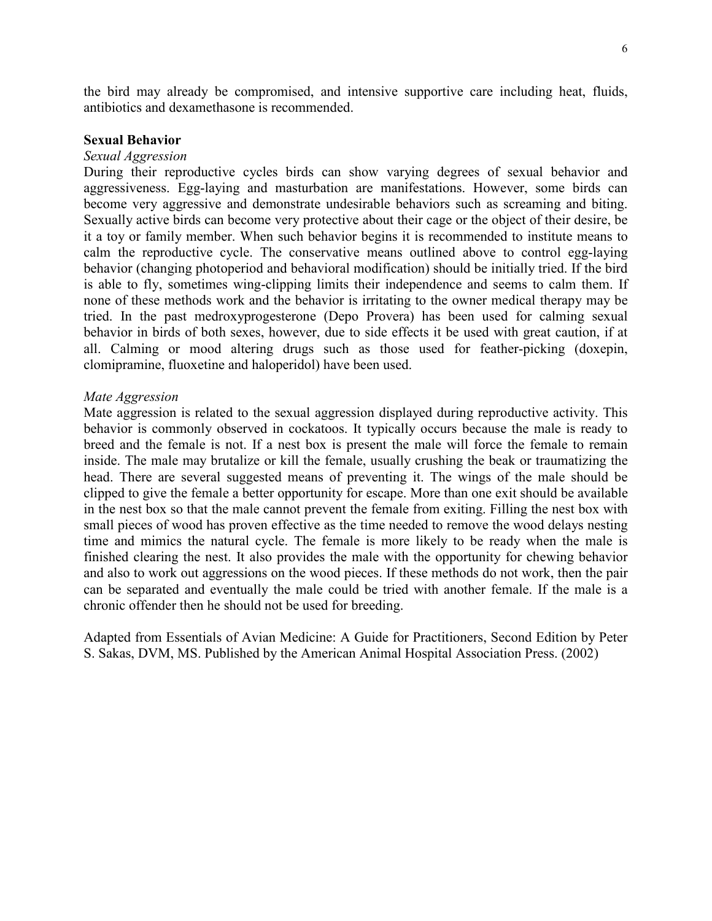the bird may already be compromised, and intensive supportive care including heat, fluids, antibiotics and dexamethasone is recommended.

## Sexual Behavior

### *Sexual Aggression*

During their reproductive cycles birds can show varying degrees of sexual behavior and aggressiveness. Egg-laying and masturbation are manifestations. However, some birds can become very aggressive and demonstrate undesirable behaviors such as screaming and biting. Sexually active birds can become very protective about their cage or the object of their desire, be it a toy or family member. When such behavior begins it is recommended to institute means to calm the reproductive cycle. The conservative means outlined above to control egg-laying behavior (changing photoperiod and behavioral modification) should be initially tried. If the bird is able to fly, sometimes wing-clipping limits their independence and seems to calm them. If none of these methods work and the behavior is irritating to the owner medical therapy may be tried. In the past medroxyprogesterone (Depo Provera) has been used for calming sexual behavior in birds of both sexes, however, due to side effects it be used with great caution, if at all. Calming or mood altering drugs such as those used for feather-picking (doxepin, clomipramine, fluoxetine and haloperidol) have been used.

### *Mate Aggression*

Mate aggression is related to the sexual aggression displayed during reproductive activity. This behavior is commonly observed in cockatoos. It typically occurs because the male is ready to breed and the female is not. If a nest box is present the male will force the female to remain inside. The male may brutalize or kill the female, usually crushing the beak or traumatizing the head. There are several suggested means of preventing it. The wings of the male should be clipped to give the female a better opportunity for escape. More than one exit should be available in the nest box so that the male cannot prevent the female from exiting. Filling the nest box with small pieces of wood has proven effective as the time needed to remove the wood delays nesting time and mimics the natural cycle. The female is more likely to be ready when the male is finished clearing the nest. It also provides the male with the opportunity for chewing behavior and also to work out aggressions on the wood pieces. If these methods do not work, then the pair can be separated and eventually the male could be tried with another female. If the male is a chronic offender then he should not be used for breeding.

Adapted from Essentials of Avian Medicine: A Guide for Practitioners, Second Edition by Peter S. Sakas, DVM, MS. Published by the American Animal Hospital Association Press. (2002)